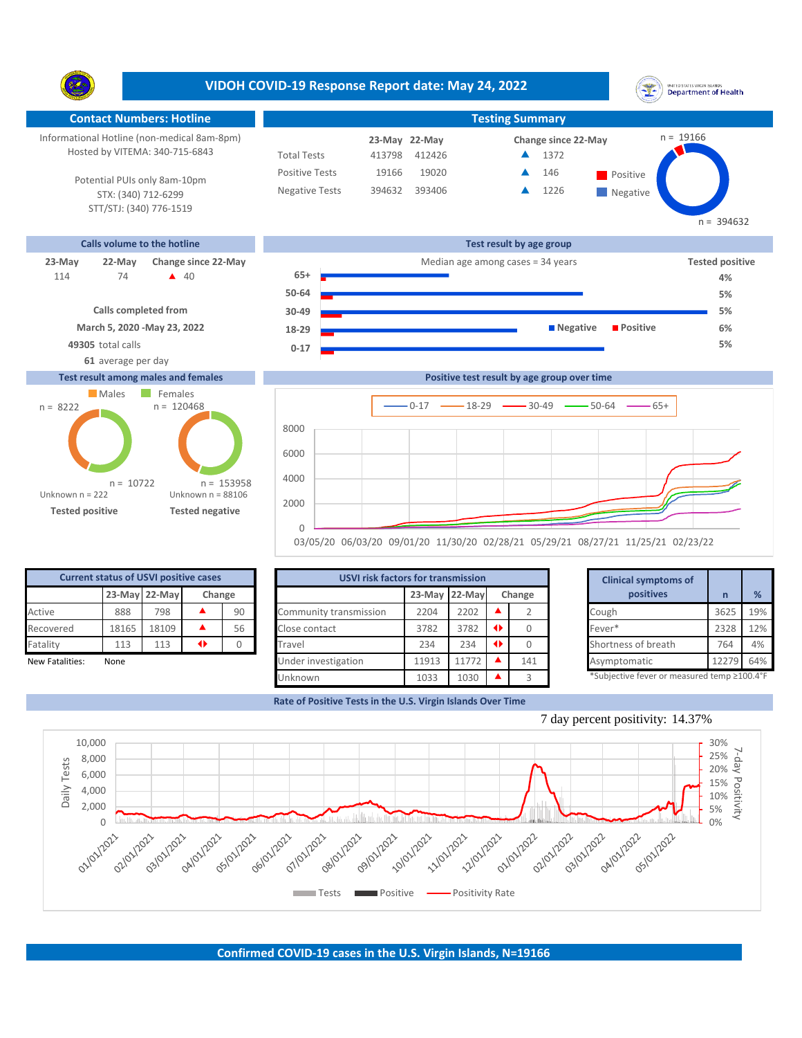# VIDOH COVID-19 Response Report date: May 24, 2022

United States Virgin Islands Department of Health

## Contact Numbers: Hotline

Informational Hotline (non-medical 8am-8pm)
Hosted by VITEMA: 340-715-6843

Potential PUIs only 8am-10pm
STX: (340) 712-6299
STT/STJ: (340) 776-1519

## Testing Summary

| | 23-May | 22-May | Change since 22-May |
|---|---|---|---|
| Total Tests | 413798 | 412426 | ▲ 1372 |
| Positive Tests | 19166 | 19020 | ▲ 146 |
| Negative Tests | 394632 | 393406 | ▲ 1226 |

n = 19166 (Positive), n = 394632 (Negative)

## Calls volume to the hotline

| 23-May | 22-May | Change since 22-May |
|---|---|---|
| 114 | 74 | ▲ 40 |

Calls completed from
March 5, 2020 -May 23, 2022
**49305** total calls
**61** average per day

## Test result by age group

Median age among cases = 34 years

| Age group | Tested positive |
|---|---|
| 65+ | 4% |
| 50-64 | 5% |
| 30-49 | 5% |
| 18-29 | 6% |
| 0-17 | 5% |

## Test result among males and females

| | Males | Females |
|---|---|---|
| Tested positive | n = 8222 | n = 10722 |
| Tested negative | n = 120468 | n = 153958 |

Tested positive: Unknown n = 222
Tested negative: Unknown n = 88106

## Positive test result by age group over time

Series: 0-17, 18-29, 30-49, 50-64, 65+

## Current status of USVI positive cases

| | 23-May | 22-May | Change | |
|---|---|---|---|---|
| Active | 888 | 798 | ▲ | 90 |
| Recovered | 18165 | 18109 | ▲ | 56 |
| Fatality | 113 | 113 | ◆ | 0 |

New Fatalities: None

## USVI risk factors for transmission

| | 23-May | 22-May | Change | |
|---|---|---|---|---|
| Community transmission | 2204 | 2202 | ▲ | 2 |
| Close contact | 3782 | 3782 | ◆ | 0 |
| Travel | 234 | 234 | ◆ | 0 |
| Under investigation | 11913 | 11772 | ▲ | 141 |
| Unknown | 1033 | 1030 | ▲ | 3 |

## Clinical symptoms of positives

| | n | % |
|---|---|---|
| Cough | 3625 | 19% |
| Fever* | 2328 | 12% |
| Shortness of breath | 764 | 4% |
| Asymptomatic | 12279 | 64% |

*Subjective fever or measured temp ≥100.4°F

## Rate of Positive Tests in the U.S. Virgin Islands Over Time

7 day percent positivity: 14.37%

Legend: Tests, Positive, Positivity Rate

## Confirmed COVID-19 cases in the U.S. Virgin Islands, N=19166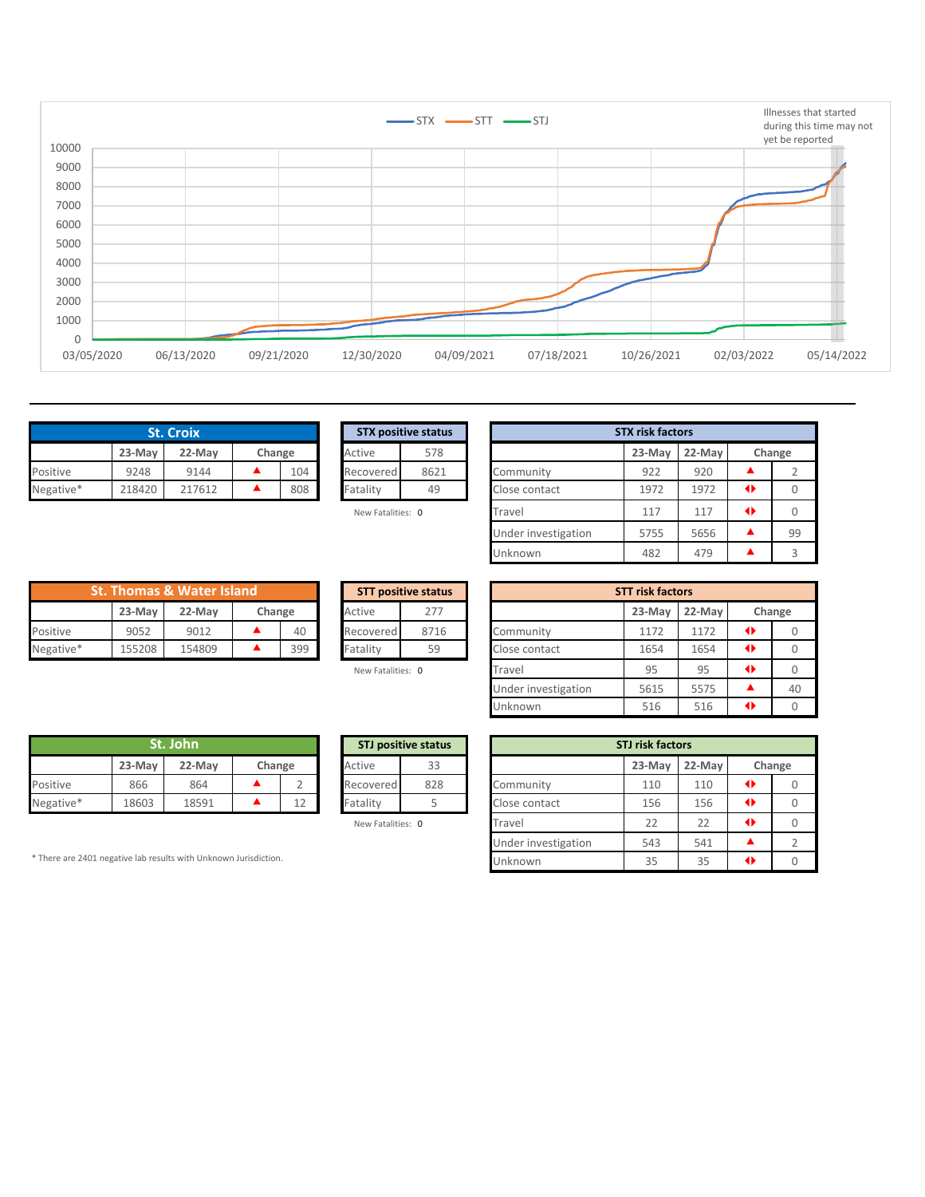STX STT STJ

Illnesses that started during this time may not yet be reported

10000
9000
8000
7000
6000
5000
4000
3000
2000
1000
0

03/05/2020 06/13/2020 09/21/2020 12/30/2020 04/09/2021 07/18/2021 10/26/2021 02/03/2022 05/14/2022

| St. Croix | 23-May | 22-May | Change | |
|---|---|---|---|---|
| Positive | 9248 | 9144 | ▲ | 104 |
| Negative* | 218420 | 217612 | ▲ | 808 |

| STX positive status | |
|---|---|
| Active | 578 |
| Recovered | 8621 |
| Fatality | 49 |

New Fatalities: 0

| STX risk factors | 23-May | 22-May | Change | |
|---|---|---|---|---|
| Community | 922 | 920 | ▲ | 2 |
| Close contact | 1972 | 1972 | ◆ | 0 |
| Travel | 117 | 117 | ◆ | 0 |
| Under investigation | 5755 | 5656 | ▲ | 99 |
| Unknown | 482 | 479 | ▲ | 3 |

| St. Thomas & Water Island | 23-May | 22-May | Change | |
|---|---|---|---|---|
| Positive | 9052 | 9012 | ▲ | 40 |
| Negative* | 155208 | 154809 | ▲ | 399 |

| STT positive status | |
|---|---|
| Active | 277 |
| Recovered | 8716 |
| Fatality | 59 |

New Fatalities: 0

| STT risk factors | 23-May | 22-May | Change | |
|---|---|---|---|---|
| Community | 1172 | 1172 | ◆ | 0 |
| Close contact | 1654 | 1654 | ◆ | 0 |
| Travel | 95 | 95 | ◆ | 0 |
| Under investigation | 5615 | 5575 | ▲ | 40 |
| Unknown | 516 | 516 | ◆ | 0 |

| St. John | 23-May | 22-May | Change | |
|---|---|---|---|---|
| Positive | 866 | 864 | ▲ | 2 |
| Negative* | 18603 | 18591 | ▲ | 12 |

| STJ positive status | |
|---|---|
| Active | 33 |
| Recovered | 828 |
| Fatality | 5 |

New Fatalities: 0

| STJ risk factors | 23-May | 22-May | Change | |
|---|---|---|---|---|
| Community | 110 | 110 | ◆ | 0 |
| Close contact | 156 | 156 | ◆ | 0 |
| Travel | 22 | 22 | ◆ | 0 |
| Under investigation | 543 | 541 | ▲ | 2 |
| Unknown | 35 | 35 | ◆ | 0 |

* There are 2401 negative lab results with Unknown Jurisdiction.